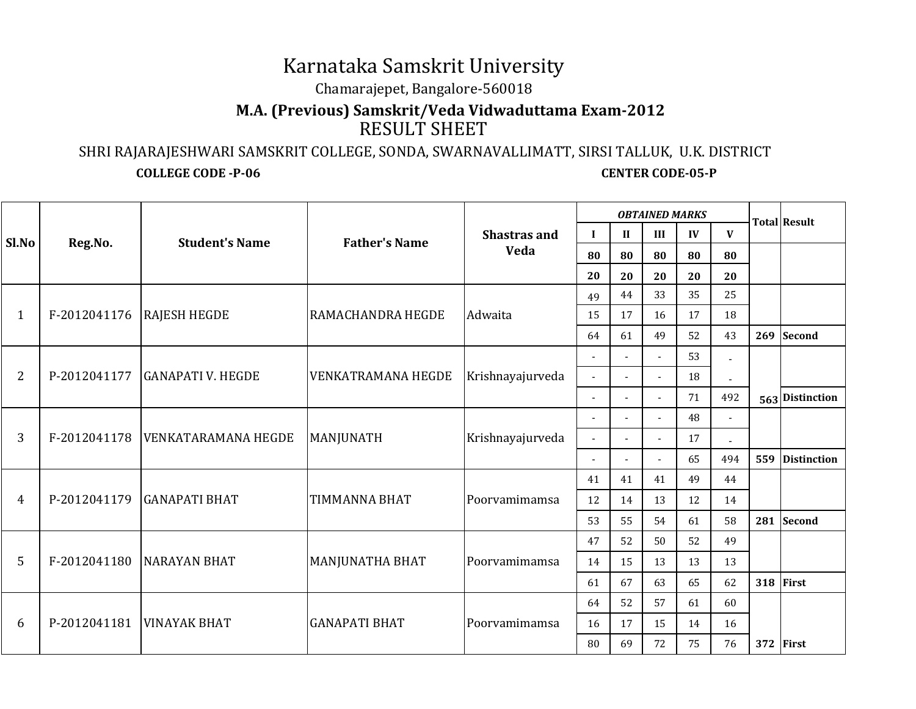# Karnataka Samskrit University

Chamarajepet, Bangalore-560018

**M.A. (Previous) Samskrit/Veda Vidwaduttama Exam-2012**

## RESULT SHEET

SHRI RAJARAJESHWARI SAMSKRIT COLLEGE, SONDA, SWARNAVALLIMATT, SIRSI TALLUK, U.K. DISTRICT

**COLLEGE CODE -P-06** **CENTER CODE-05-P**

| Sl.No | Reg.No. | Student's Name | Father's Name | Shastras and Veda | *OBTAINED MARKS* | | | | | Total | Result |
|---|---|---|---|---|---|---|---|---|---|---|---|
| | | | | | I | II | III | IV | V | | |
| | | | | | 80 | 80 | 80 | 80 | 80 | | |
| | | | | | 20 | 20 | 20 | 20 | 20 | | |
| 1 | F-2012041176 | RAJESH HEGDE | RAMACHANDRA HEGDE | Adwaita | 49 | 44 | 33 | 35 | 25 | | |
| | | | | | 15 | 17 | 16 | 17 | 18 | | |
| | | | | | 64 | 61 | 49 | 52 | 43 | 269 | Second |
| 2 | P-2012041177 | GANAPATI V. HEGDE | VENKATRAMANA HEGDE | Krishnayajurveda | - | - | - | 53 | - | | |
| | | | | | - | - | - | 18 | - | | |
| | | | | | - | - | - | 71 | 492 | 563 | Distinction |
| 3 | F-2012041178 | VENKATARAMANA HEGDE | MANJUNATH | Krishnayajurveda | - | - | - | 48 | - | | |
| | | | | | - | - | - | 17 | - | | |
| | | | | | - | - | - | 65 | 494 | 559 | Distinction |
| 4 | P-2012041179 | GANAPATI BHAT | TIMMANNA BHAT | Poorvamimamsa | 41 | 41 | 41 | 49 | 44 | | |
| | | | | | 12 | 14 | 13 | 12 | 14 | | |
| | | | | | 53 | 55 | 54 | 61 | 58 | 281 | Second |
| 5 | F-2012041180 | NARAYAN BHAT | MANJUNATHA BHAT | Poorvamimamsa | 47 | 52 | 50 | 52 | 49 | | |
| | | | | | 14 | 15 | 13 | 13 | 13 | | |
| | | | | | 61 | 67 | 63 | 65 | 62 | 318 | First |
| 6 | P-2012041181 | VINAYAK BHAT | GANAPATI BHAT | Poorvamimamsa | 64 | 52 | 57 | 61 | 60 | | |
| | | | | | 16 | 17 | 15 | 14 | 16 | | |
| | | | | | 80 | 69 | 72 | 75 | 76 | 372 | First |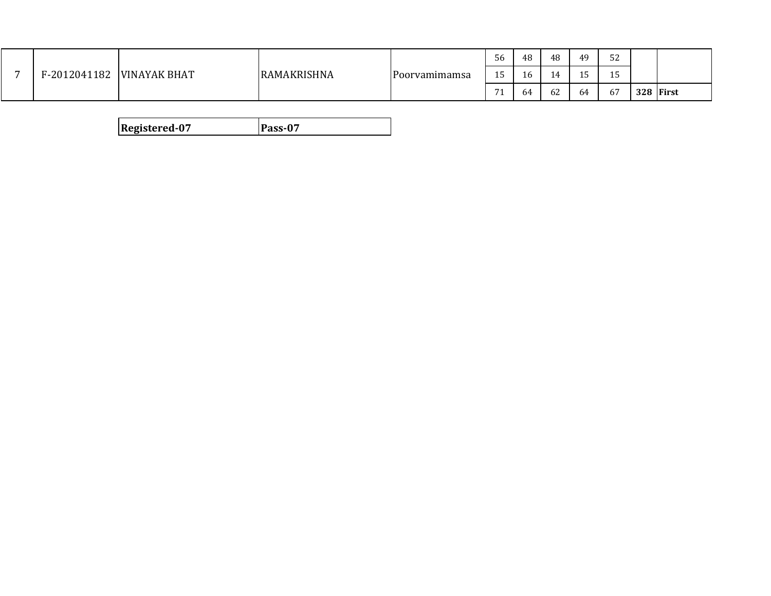| | | | | | | | | | | | |
|---|---|---|---|---|---|---|---|---|---|---|---|
| 7 | F-2012041182 | VINAYAK BHAT | RAMAKRISHNA | Poorvamimamsa | 56 | 48 | 48 | 49 | 52 | | |
| | | | | | 15 | 16 | 14 | 15 | 15 | | |
| | | | | | 71 | 64 | 62 | 64 | 67 | **328** | **First** |

| | |
|---|---|
| **Registered-07** | **Pass-07** |